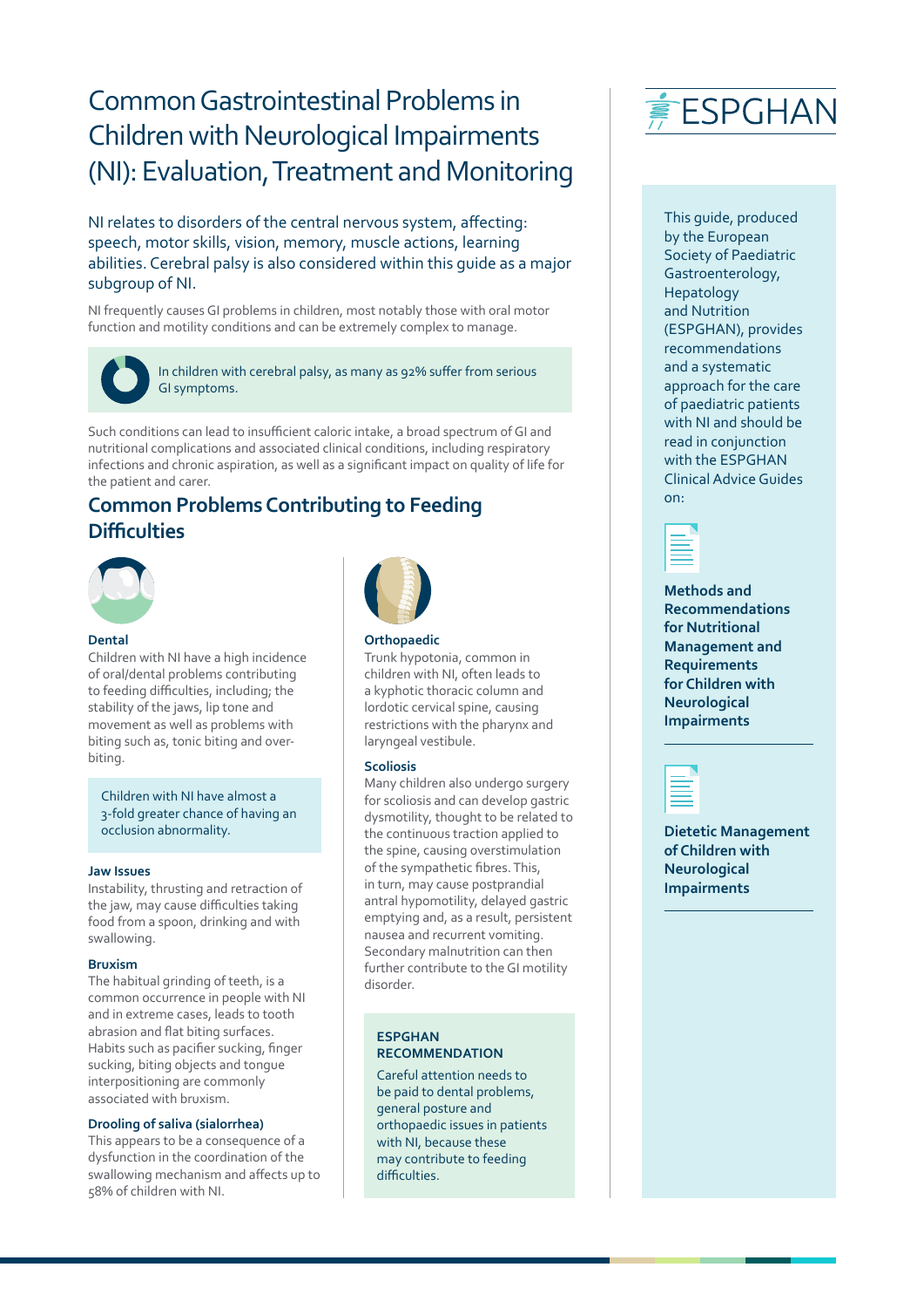# Common Gastrointestinal Problems in Children with Neurological Impairments (NI): Evaluation, Treatment and Monitoring

ESPGHAN

NI relates to disorders of the central nervous system, affecting: speech, motor skills, vision, memory, muscle actions, learning abilities. Cerebral palsy is also considered within this guide as a major subgroup of NI.

NI frequently causes GI problems in children, most notably those with oral motor function and motility conditions and can be extremely complex to manage.

In children with cerebral palsy, as many as 92% suffer from serious GI symptoms.

Such conditions can lead to insufficient caloric intake, a broad spectrum of GI and nutritional complications and associated clinical conditions, including respiratory infections and chronic aspiration, as well as a significant impact on quality of life for the patient and carer.

## Common Problems Contributing to Feeding Difficulties

### Dental

Children with NI have a high incidence of oral/dental problems contributing to feeding difficulties, including; the stability of the jaws, lip tone and movement as well as problems with biting such as, tonic biting and over-biting.

Children with NI have almost a 3-fold greater chance of having an occlusion abnormality.

#### Jaw Issues

Instability, thrusting and retraction of the jaw, may cause difficulties taking food from a spoon, drinking and with swallowing.

#### Bruxism

The habitual grinding of teeth, is a common occurrence in people with NI and in extreme cases, leads to tooth abrasion and flat biting surfaces. Habits such as pacifier sucking, finger sucking, biting objects and tongue interpositioning are commonly associated with bruxism.

#### Drooling of saliva (sialorrhea)

This appears to be a consequence of a dysfunction in the coordination of the swallowing mechanism and affects up to 58% of children with NI.

### Orthopaedic

Trunk hypotonia, common in children with NI, often leads to a kyphotic thoracic column and lordotic cervical spine, causing restrictions with the pharynx and laryngeal vestibule.

#### Scoliosis

Many children also undergo surgery for scoliosis and can develop gastric dysmotility, thought to be related to the continuous traction applied to the spine, causing overstimulation of the sympathetic fibres. This, in turn, may cause postprandial antral hypomotility, delayed gastric emptying and, as a result, persistent nausea and recurrent vomiting. Secondary malnutrition can then further contribute to the GI motility disorder.

**ESPGHAN RECOMMENDATION**

Careful attention needs to be paid to dental problems, general posture and orthopaedic issues in patients with NI, because these may contribute to feeding difficulties.

This guide, produced by the European Society of Paediatric Gastroenterology, Hepatology and Nutrition (ESPGHAN), provides recommendations and a systematic approach for the care of paediatric patients with NI and should be read in conjunction with the ESPGHAN Clinical Advice Guides on:

**Methods and Recommendations for Nutritional Management and Requirements for Children with Neurological Impairments**

**Dietetic Management of Children with Neurological Impairments**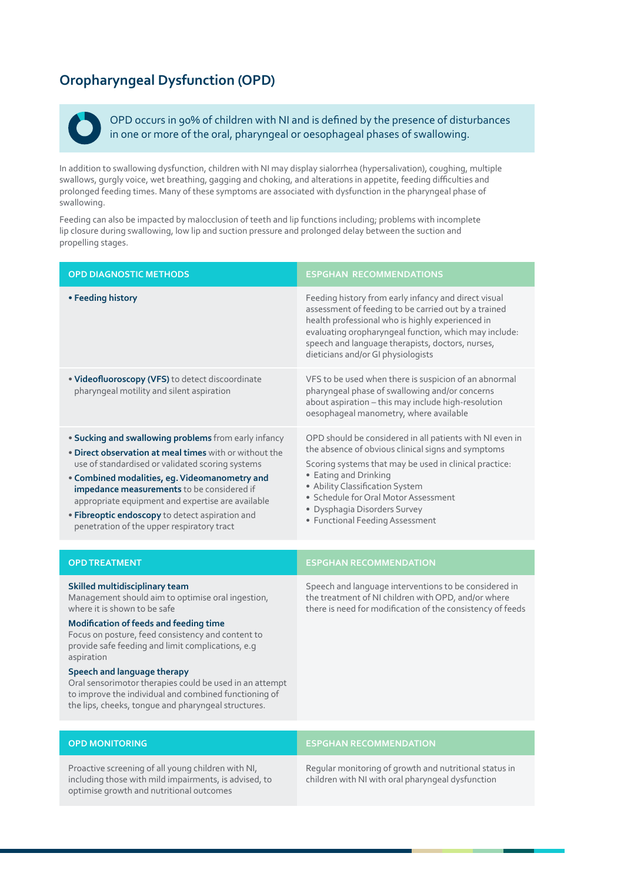## Oropharyngeal Dysfunction (OPD)

OPD occurs in 90% of children with NI and is defined by the presence of disturbances in one or more of the oral, pharyngeal or oesophageal phases of swallowing.

In addition to swallowing dysfunction, children with NI may display sialorrhea (hypersalivation), coughing, multiple swallows, gurgly voice, wet breathing, gagging and choking, and alterations in appetite, feeding difficulties and prolonged feeding times. Many of these symptoms are associated with dysfunction in the pharyngeal phase of swallowing.

Feeding can also be impacted by malocclusion of teeth and lip functions including; problems with incomplete lip closure during swallowing, low lip and suction pressure and prolonged delay between the suction and propelling stages.

| OPD DIAGNOSTIC METHODS | ESPGHAN RECOMMENDATIONS |
|---|---|
| • **Feeding history** | Feeding history from early infancy and direct visual assessment of feeding to be carried out by a trained health professional who is highly experienced in evaluating oropharyngeal function, which may include: speech and language therapists, doctors, nurses, dieticians and/or GI physiologists |
| • **Videofluoroscopy (VFS)** to detect discoordinate pharyngeal motility and silent aspiration | VFS to be used when there is suspicion of an abnormal pharyngeal phase of swallowing and/or concerns about aspiration – this may include high-resolution oesophageal manometry, where available |
| • **Sucking and swallowing problems** from early infancy<br>• **Direct observation at meal times** with or without the use of standardised or validated scoring systems<br>• **Combined modalities, eg. Videomanometry and impedance measurements** to be considered if appropriate equipment and expertise are available<br>• **Fibreoptic endoscopy** to detect aspiration and penetration of the upper respiratory tract | OPD should be considered in all patients with NI even in the absence of obvious clinical signs and symptoms<br>Scoring systems that may be used in clinical practice:<br>• Eating and Drinking<br>• Ability Classification System<br>• Schedule for Oral Motor Assessment<br>• Dysphagia Disorders Survey<br>• Functional Feeding Assessment |

| OPD TREATMENT | ESPGHAN RECOMMENDATION |
|---|---|
| **Skilled multidisciplinary team**<br>Management should aim to optimise oral ingestion, where it is shown to be safe<br>**Modification of feeds and feeding time**<br>Focus on posture, feed consistency and content to provide safe feeding and limit complications, e.g aspiration<br>**Speech and language therapy**<br>Oral sensorimotor therapies could be used in an attempt to improve the individual and combined functioning of the lips, cheeks, tongue and pharyngeal structures. | Speech and language interventions to be considered in the treatment of NI children with OPD, and/or where there is need for modification of the consistency of feeds |

| OPD MONITORING | ESPGHAN RECOMMENDATION |
|---|---|
| Proactive screening of all young children with NI, including those with mild impairments, is advised, to optimise growth and nutritional outcomes | Regular monitoring of growth and nutritional status in children with NI with oral pharyngeal dysfunction |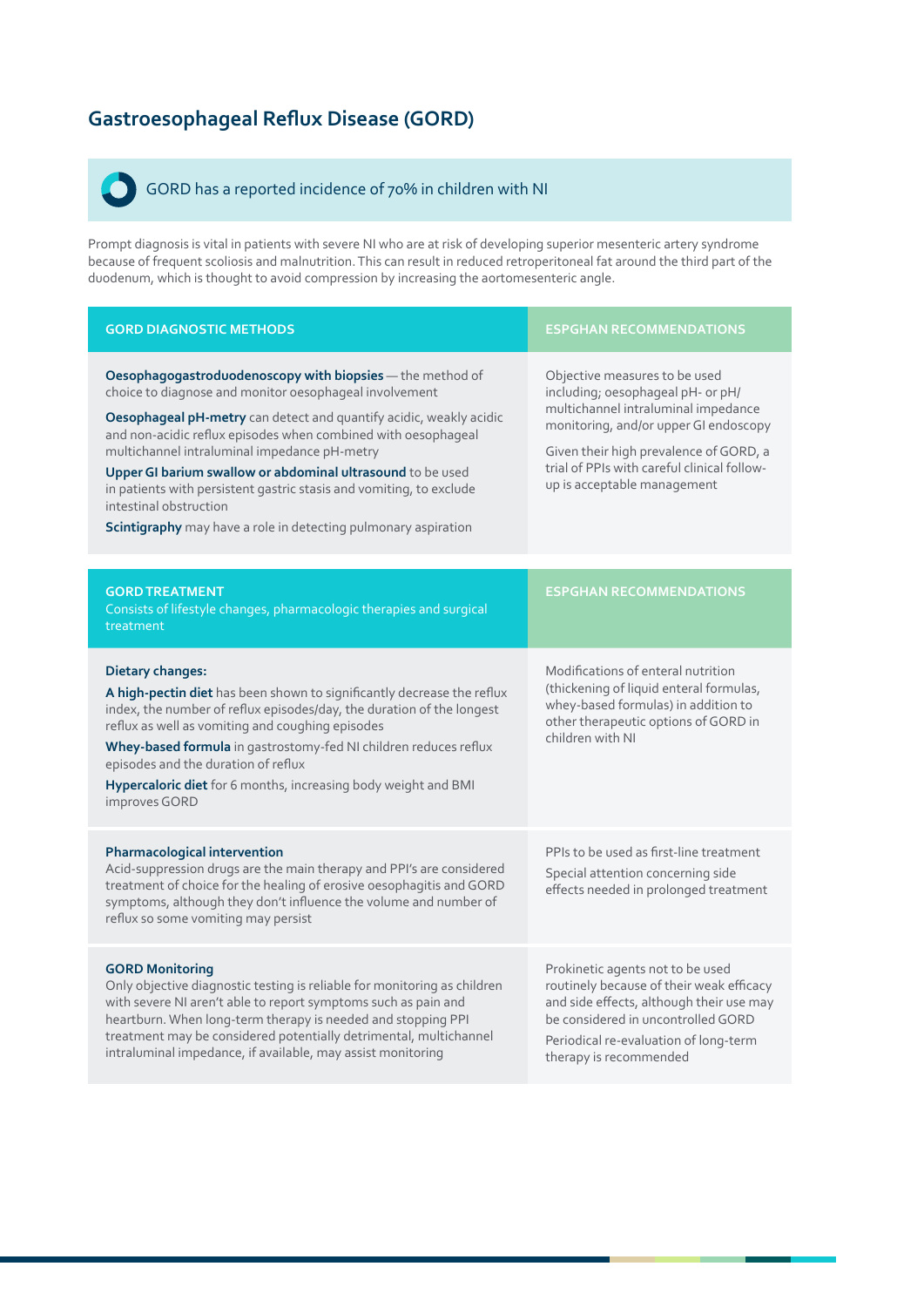## Gastroesophageal Reflux Disease (GORD)

GORD has a reported incidence of 70% in children with NI

Prompt diagnosis is vital in patients with severe NI who are at risk of developing superior mesenteric artery syndrome because of frequent scoliosis and malnutrition. This can result in reduced retroperitoneal fat around the third part of the duodenum, which is thought to avoid compression by increasing the aortomesenteric angle.

| GORD DIAGNOSTIC METHODS | ESPGHAN RECOMMENDATIONS |
|---|---|
| **Oesophagogastroduodenoscopy with biopsies** — the method of choice to diagnose and monitor oesophageal involvement<br><br>**Oesophageal pH-metry** can detect and quantify acidic, weakly acidic and non-acidic reflux episodes when combined with oesophageal multichannel intraluminal impedance pH-metry<br><br>**Upper GI barium swallow or abdominal ultrasound** to be used in patients with persistent gastric stasis and vomiting, to exclude intestinal obstruction<br><br>**Scintigraphy** may have a role in detecting pulmonary aspiration | Objective measures to be used including; oesophageal pH- or pH/multichannel intraluminal impedance monitoring, and/or upper GI endoscopy<br><br>Given their high prevalence of GORD, a trial of PPIs with careful clinical follow-up is acceptable management |

| GORD TREATMENT<br>Consists of lifestyle changes, pharmacologic therapies and surgical treatment | ESPGHAN RECOMMENDATIONS |
|---|---|
| **Dietary changes:**<br><br>**A high-pectin diet** has been shown to significantly decrease the reflux index, the number of reflux episodes/day, the duration of the longest reflux as well as vomiting and coughing episodes<br><br>**Whey-based formula** in gastrostomy-fed NI children reduces reflux episodes and the duration of reflux<br><br>**Hypercaloric diet** for 6 months, increasing body weight and BMI improves GORD | Modifications of enteral nutrition (thickening of liquid enteral formulas, whey-based formulas) in addition to other therapeutic options of GORD in children with NI |
| **Pharmacological intervention**<br>Acid-suppression drugs are the main therapy and PPI's are considered treatment of choice for the healing of erosive oesophagitis and GORD symptoms, although they don't influence the volume and number of reflux so some vomiting may persist | PPIs to be used as first-line treatment<br><br>Special attention concerning side effects needed in prolonged treatment |
| **GORD Monitoring**<br>Only objective diagnostic testing is reliable for monitoring as children with severe NI aren't able to report symptoms such as pain and heartburn. When long-term therapy is needed and stopping PPI treatment may be considered potentially detrimental, multichannel intraluminal impedance, if available, may assist monitoring | Prokinetic agents not to be used routinely because of their weak efficacy and side effects, although their use may be considered in uncontrolled GORD<br><br>Periodical re-evaluation of long-term therapy is recommended |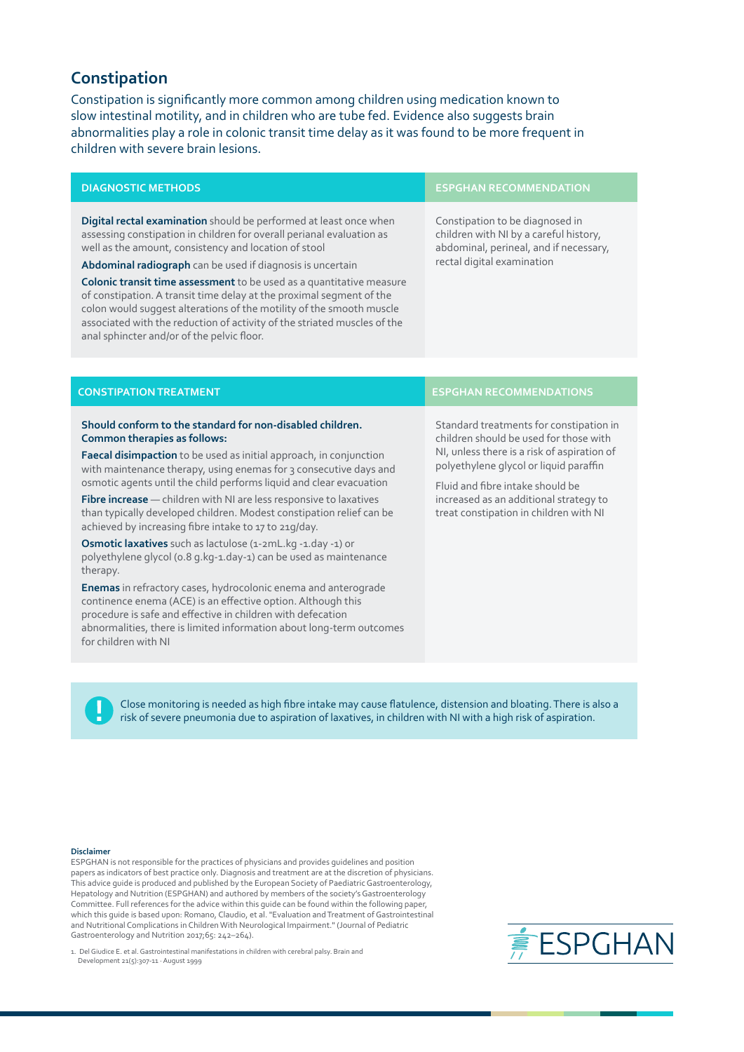## Constipation

Constipation is significantly more common among children using medication known to slow intestinal motility, and in children who are tube fed. Evidence also suggests brain abnormalities play a role in colonic transit time delay as it was found to be more frequent in children with severe brain lesions.

| DIAGNOSTIC METHODS | ESPGHAN RECOMMENDATION |
|---|---|
| **Digital rectal examination** should be performed at least once when assessing constipation in children for overall perianal evaluation as well as the amount, consistency and location of stool<br><br>**Abdominal radiograph** can be used if diagnosis is uncertain<br><br>**Colonic transit time assessment** to be used as a quantitative measure of constipation. A transit time delay at the proximal segment of the colon would suggest alterations of the motility of the smooth muscle associated with the reduction of activity of the striated muscles of the anal sphincter and/or of the pelvic floor. | Constipation to be diagnosed in children with NI by a careful history, abdominal, perineal, and if necessary, rectal digital examination |

| CONSTIPATION TREATMENT | ESPGHAN RECOMMENDATIONS |
|---|---|
| **Should conform to the standard for non-disabled children. Common therapies as follows:**<br><br>**Faecal disimpaction** to be used as initial approach, in conjunction with maintenance therapy, using enemas for 3 consecutive days and osmotic agents until the child performs liquid and clear evacuation<br><br>**Fibre increase** — children with NI are less responsive to laxatives than typically developed children. Modest constipation relief can be achieved by increasing fibre intake to 17 to 21g/day.<br><br>**Osmotic laxatives** such as lactulose (1-2mL.kg -1.day -1) or polyethylene glycol (0.8 g.kg-1.day-1) can be used as maintenance therapy.<br><br>**Enemas** in refractory cases, hydrocolonic enema and anterograde continence enema (ACE) is an effective option. Although this procedure is safe and effective in children with defecation abnormalities, there is limited information about long-term outcomes for children with NI | Standard treatments for constipation in children should be used for those with NI, unless there is a risk of aspiration of polyethylene glycol or liquid paraffin<br><br>Fluid and fibre intake should be increased as an additional strategy to treat constipation in children with NI |

**!** Close monitoring is needed as high fibre intake may cause flatulence, distension and bloating. There is also a risk of severe pneumonia due to aspiration of laxatives, in children with NI with a high risk of aspiration.

**Disclaimer**

ESPGHAN is not responsible for the practices of physicians and provides guidelines and position papers as indicators of best practice only. Diagnosis and treatment are at the discretion of physicians. This advice guide is produced and published by the European Society of Paediatric Gastroenterology, Hepatology and Nutrition (ESPGHAN) and authored by members of the society's Gastroenterology Committee. Full references for the advice within this guide can be found within the following paper, which this guide is based upon: Romano, Claudio, et al. "Evaluation and Treatment of Gastrointestinal and Nutritional Complications in Children With Neurological Impairment." (Journal of Pediatric Gastroenterology and Nutrition 2017;65: 242–264).

1. Del Giudice E. et al. Gastrointestinal manifestations in children with cerebral palsy. Brain and Development 21(5):307-11 · August 1999

ESPGHAN